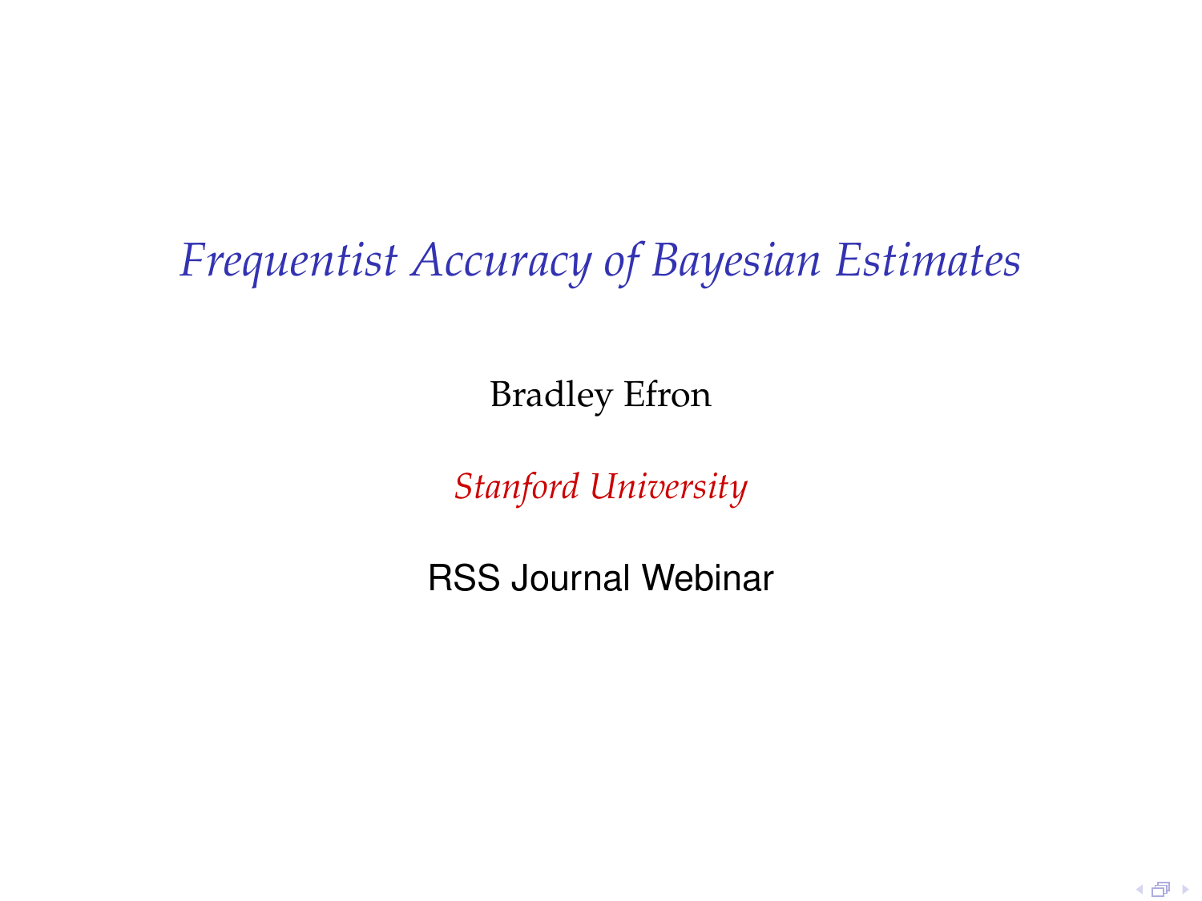# *Frequentist Accuracy of Bayesian Estimates*

Bradley Efron

*Stanford University*

RSS Journal Webinar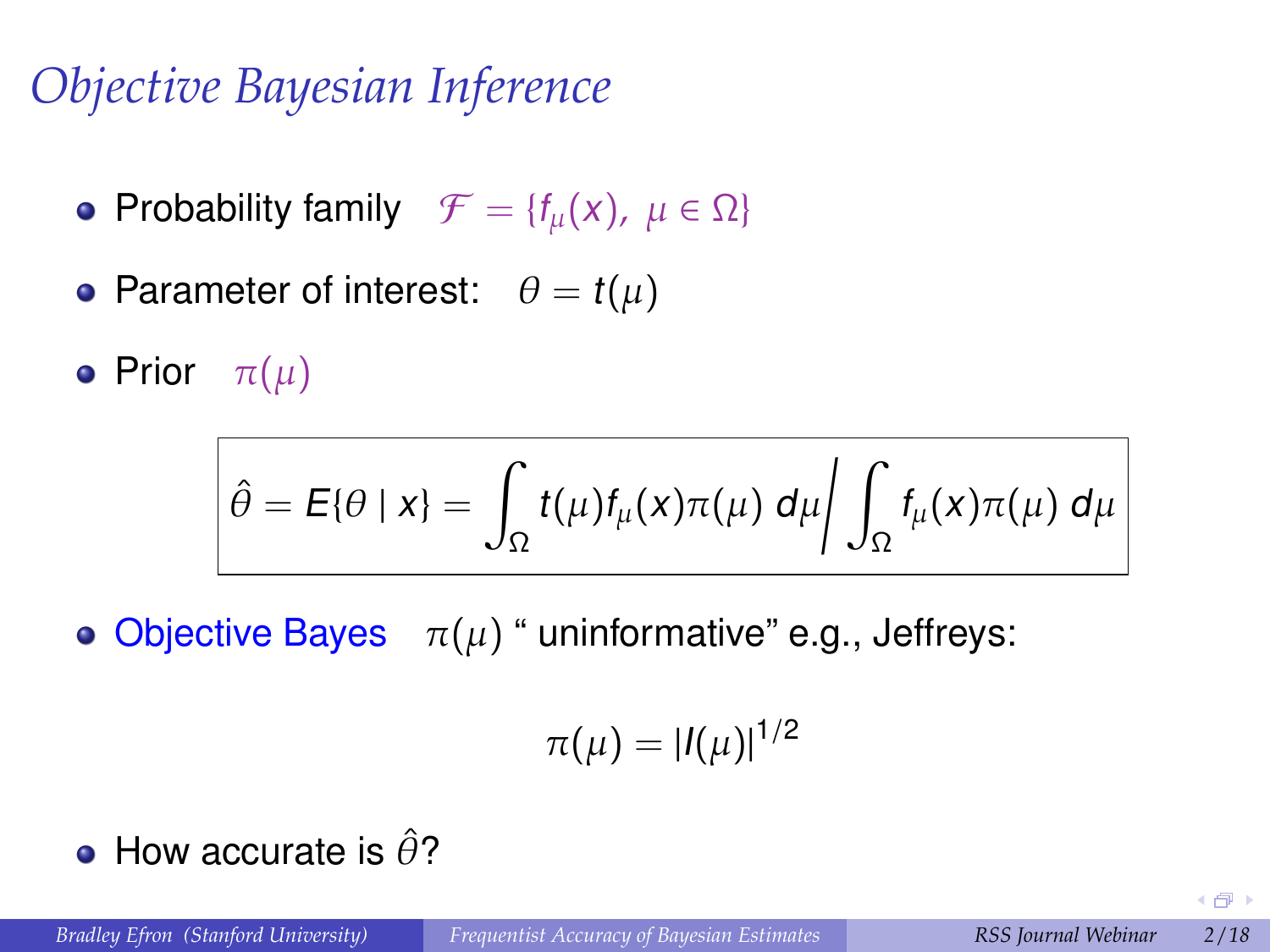# *Objective Bayesian Inference*

- Probability family $\mathcal{F} = \{f_\mu(x),\ \mu \in \Omega\}$
- Parameter of interest: $\theta = t(\mu)$
- Prior $\pi(\mu)$

$$\hat{\theta} = E\{\theta \mid x\} = \int_\Omega t(\mu) f_\mu(x) \pi(\mu)\, d\mu \Big/ \int_\Omega f_\mu(x) \pi(\mu)\, d\mu$$

- Objective Bayes $\pi(\mu)$ " uninformative" e.g., Jeffreys:

$$\pi(\mu) = |I(\mu)|^{1/2}$$

- How accurate is $\hat{\theta}$?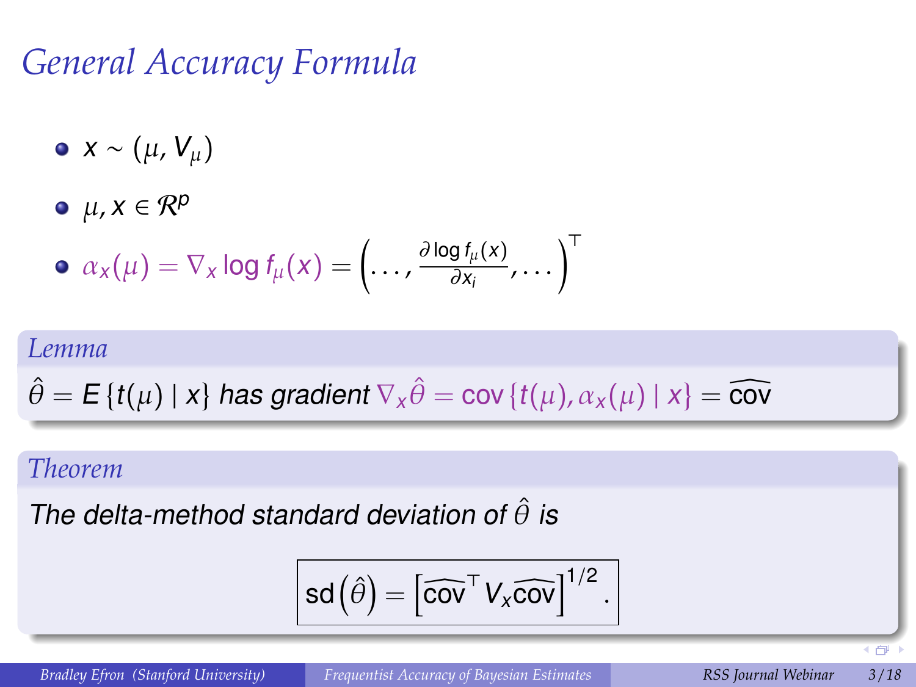# General Accuracy Formula

- $x \sim (\mu, V_\mu)$
- $\mu, x \in \mathcal{R}^p$
- $\alpha_x(\mu) = \nabla_x \log f_\mu(x) = \left(\ldots, \frac{\partial \log f_\mu(x)}{\partial x_i}, \ldots\right)^\top$

**Lemma**

*$\hat{\theta} = E\{t(\mu) \mid x\}$ has gradient $\nabla_x \hat{\theta} = \text{cov}\{t(\mu), \alpha_x(\mu) \mid x\} = \widehat{\text{cov}}$*

**Theorem**

*The delta-method standard deviation of $\hat{\theta}$ is*

$$\boxed{\text{sd}\left(\hat{\theta}\right) = \left[\widehat{\text{cov}}^\top V_x \widehat{\text{cov}}\right]^{1/2}.}$$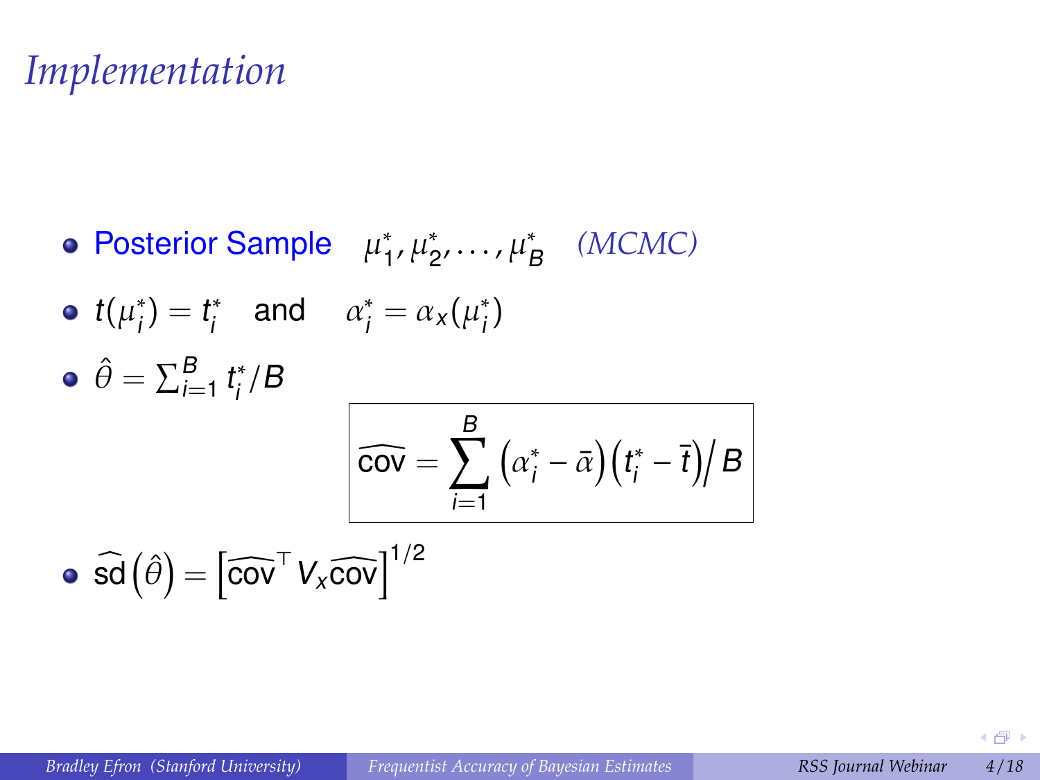# Implementation

- Posterior Sample $\mu_1^*, \mu_2^*, \ldots, \mu_B^*$ *(MCMC)*
- $t(\mu_i^*) = t_i^*$ and $\alpha_i^* = \alpha_x(\mu_i^*)$
- $\hat{\theta} = \sum_{i=1}^{B} t_i^* / B$

$$\boxed{\widehat{\text{cov}} = \sum_{i=1}^{B} \left(\alpha_i^* - \bar{\alpha}\right)\left(t_i^* - \bar{t}\right)\Big/ B}$$

- $\widehat{\text{sd}}\left(\hat{\theta}\right) = \left[\widehat{\text{cov}}^\top V_x \widehat{\text{cov}}\right]^{1/2}$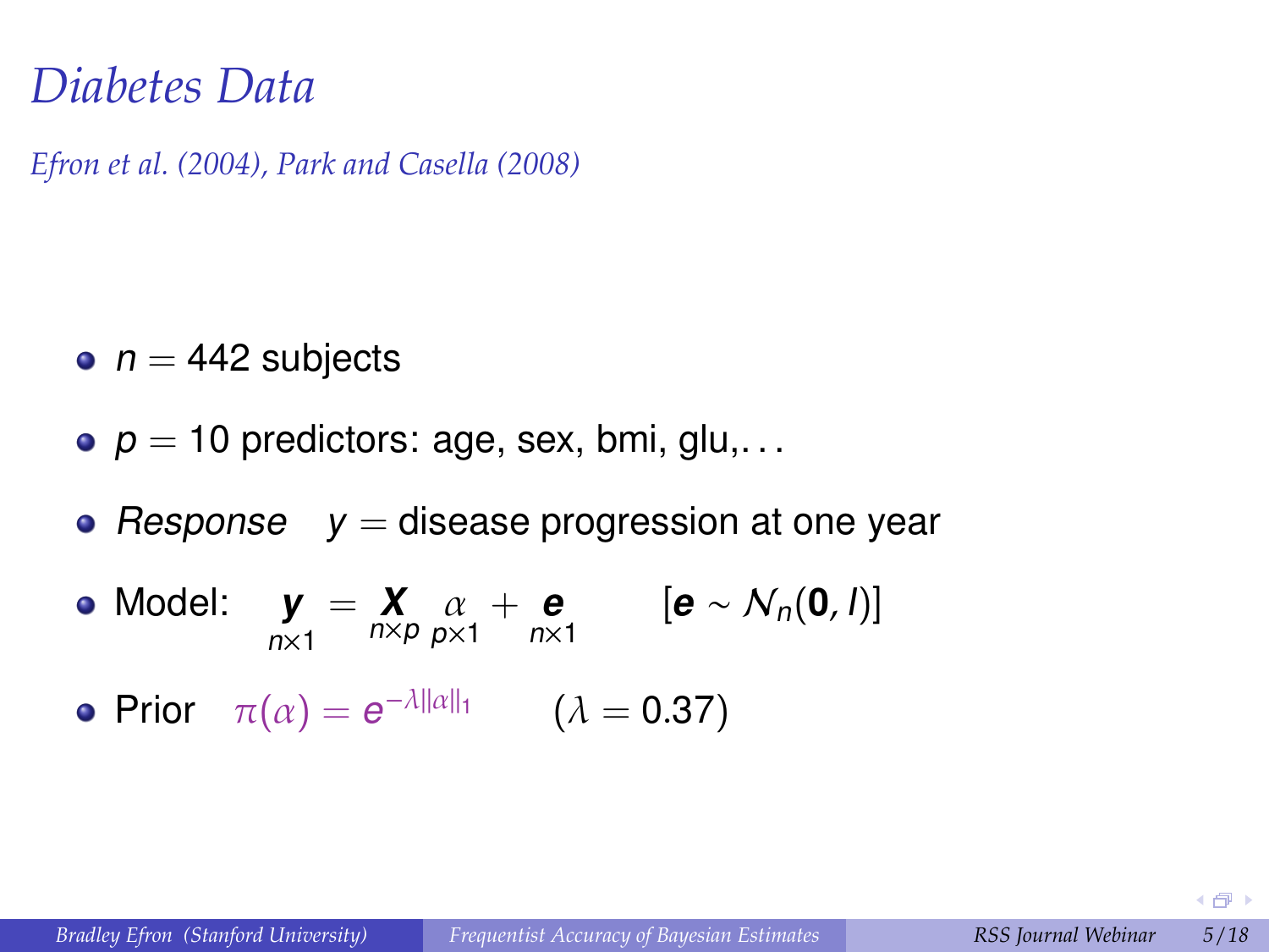# Diabetes Data

*Efron et al. (2004), Park and Casella (2008)*

- $n = 442$ subjects
- $p = 10$ predictors: age, sex, bmi, glu,...
- *Response* $\quad y =$ disease progression at one year
- Model: $\underset{n\times 1}{\boldsymbol{y}} = \underset{n\times p}{\boldsymbol{X}} \underset{p\times 1}{\alpha} + \underset{n\times 1}{\boldsymbol{e}} \qquad [\boldsymbol{e} \sim \mathcal{N}_n(\mathbf{0}, I)]$
- Prior $\quad \pi(\alpha) = e^{-\lambda\|\alpha\|_1} \qquad (\lambda = 0.37)$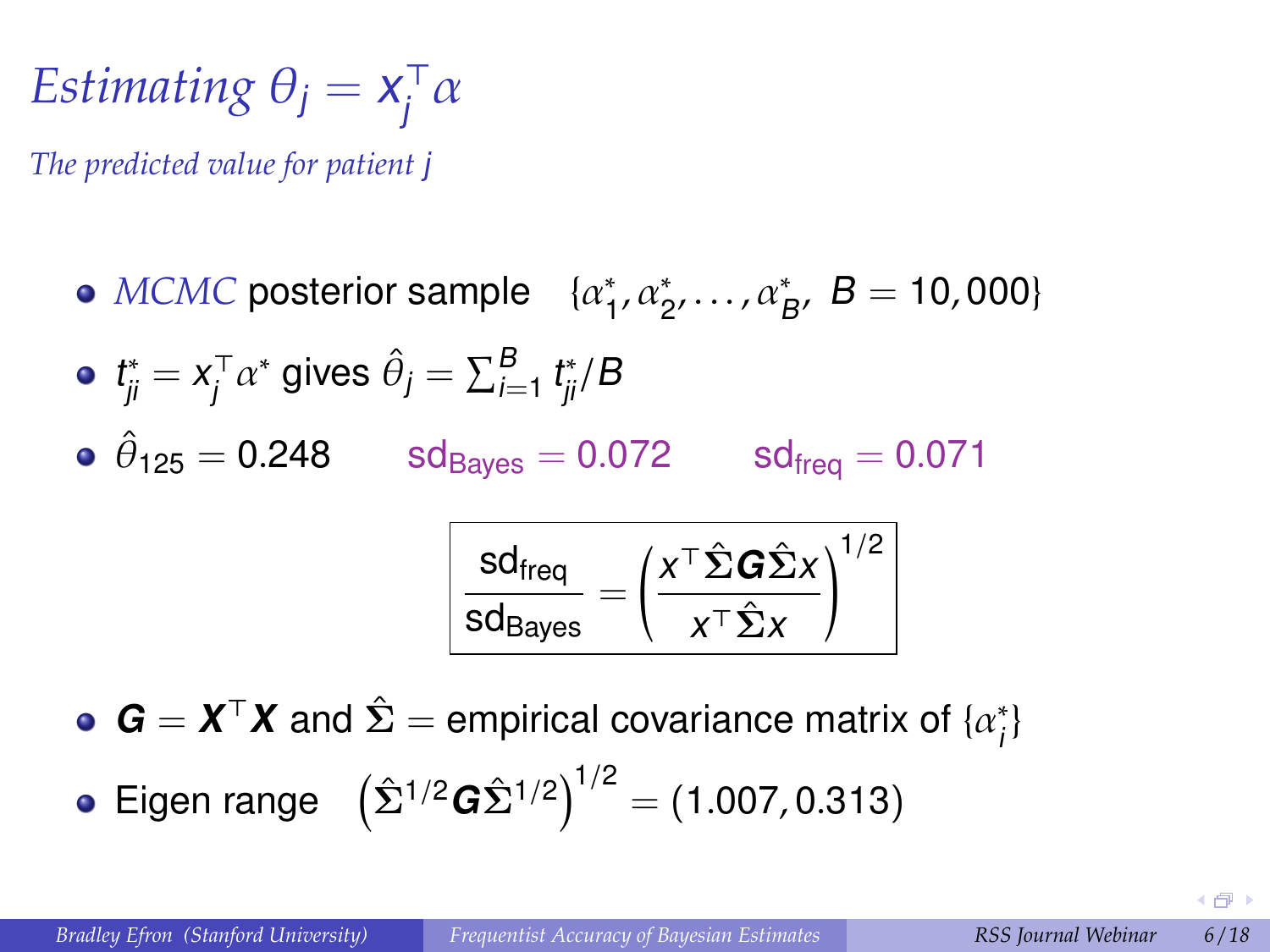# *Estimating* $\theta_j = x_j^\top \alpha$

*The predicted value for patient* $j$

- *MCMC* posterior sample $\{\alpha_1^*, \alpha_2^*, \ldots, \alpha_B^*,\ B = 10{,}000\}$
- $t_{ji}^* = x_j^\top \alpha^*$ gives $\hat{\theta}_j = \sum_{i=1}^{B} t_{ji}^*/B$
- $\hat{\theta}_{125} = 0.248 \qquad \text{sd}_{\text{Bayes}} = 0.072 \qquad \text{sd}_{\text{freq}} = 0.071$

$$\frac{\text{sd}_{\text{freq}}}{\text{sd}_{\text{Bayes}}} = \left( \frac{x^\top \hat{\Sigma} \boldsymbol{G} \hat{\Sigma} x}{x^\top \hat{\Sigma} x} \right)^{1/2}$$

- $\boldsymbol{G} = \boldsymbol{X}^\top \boldsymbol{X}$ and $\hat{\Sigma}$ = empirical covariance matrix of $\{\alpha_i^*\}$
- Eigen range $\left(\hat{\Sigma}^{1/2} \boldsymbol{G} \hat{\Sigma}^{1/2}\right)^{1/2} = (1.007, 0.313)$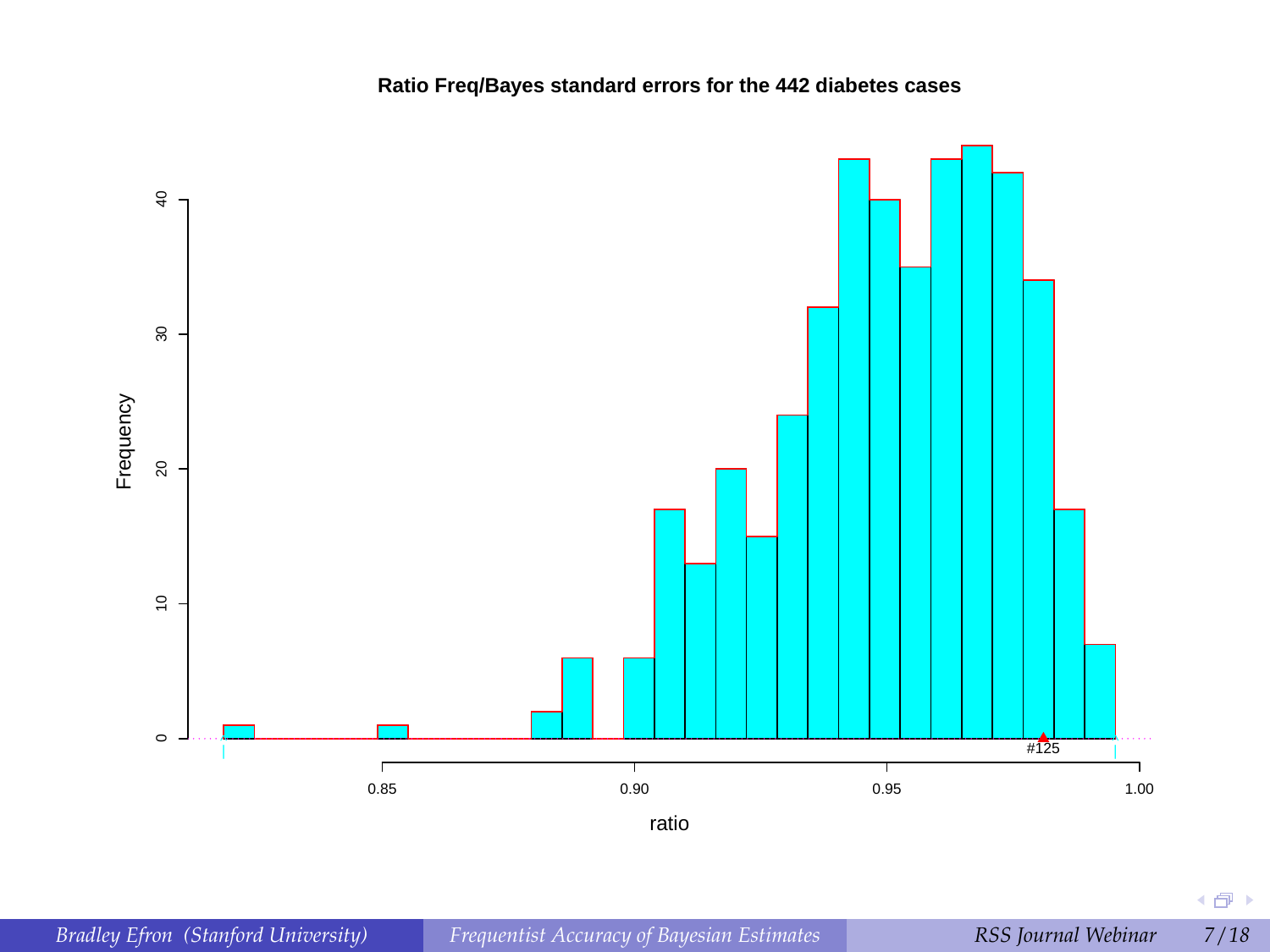**Ratio Freq/Bayes standard errors for the 442 diabetes cases**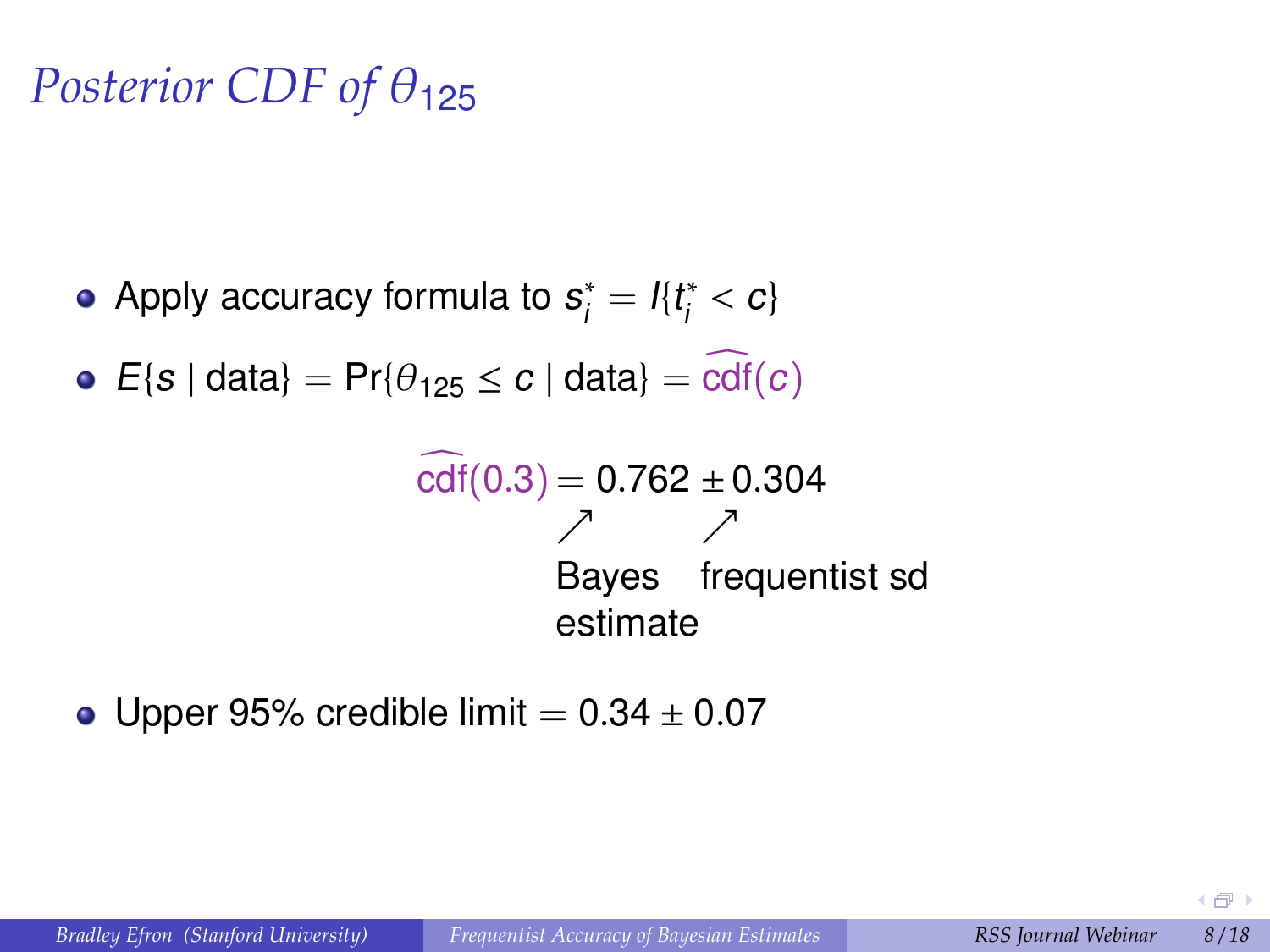# Posterior CDF of $\theta_{125}$

- Apply accuracy formula to $s_i^* = I\{t_i^* < c\}$
- $E\{s \mid \text{data}\} = \Pr\{\theta_{125} \leq c \mid \text{data}\} = \widehat{\text{cdf}}(c)$

$$\widehat{\text{cdf}}(0.3) = 0.762 \pm 0.304$$

$0.762$ ↗ Bayes estimate

$0.304$ ↗ frequentist sd

- Upper 95% credible limit $= 0.34 \pm 0.07$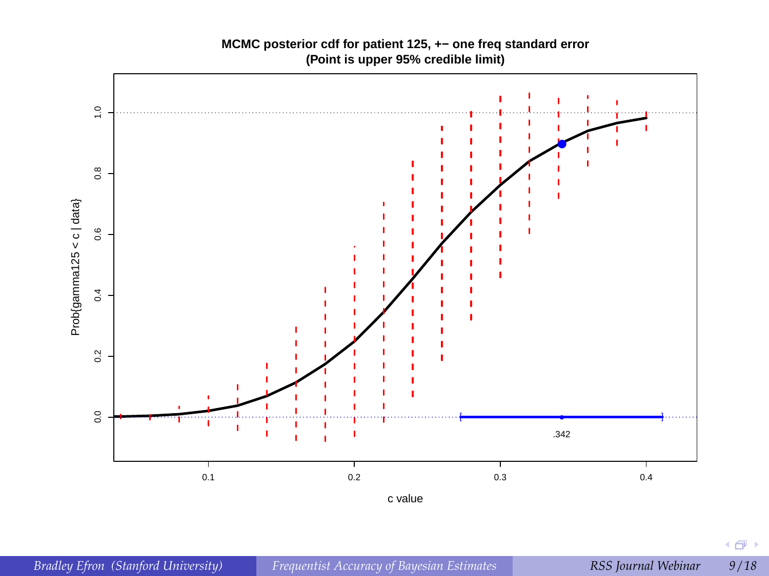**MCMC posterior cdf for patient 125, +− one freq standard error**
**(Point is upper 95% credible limit)**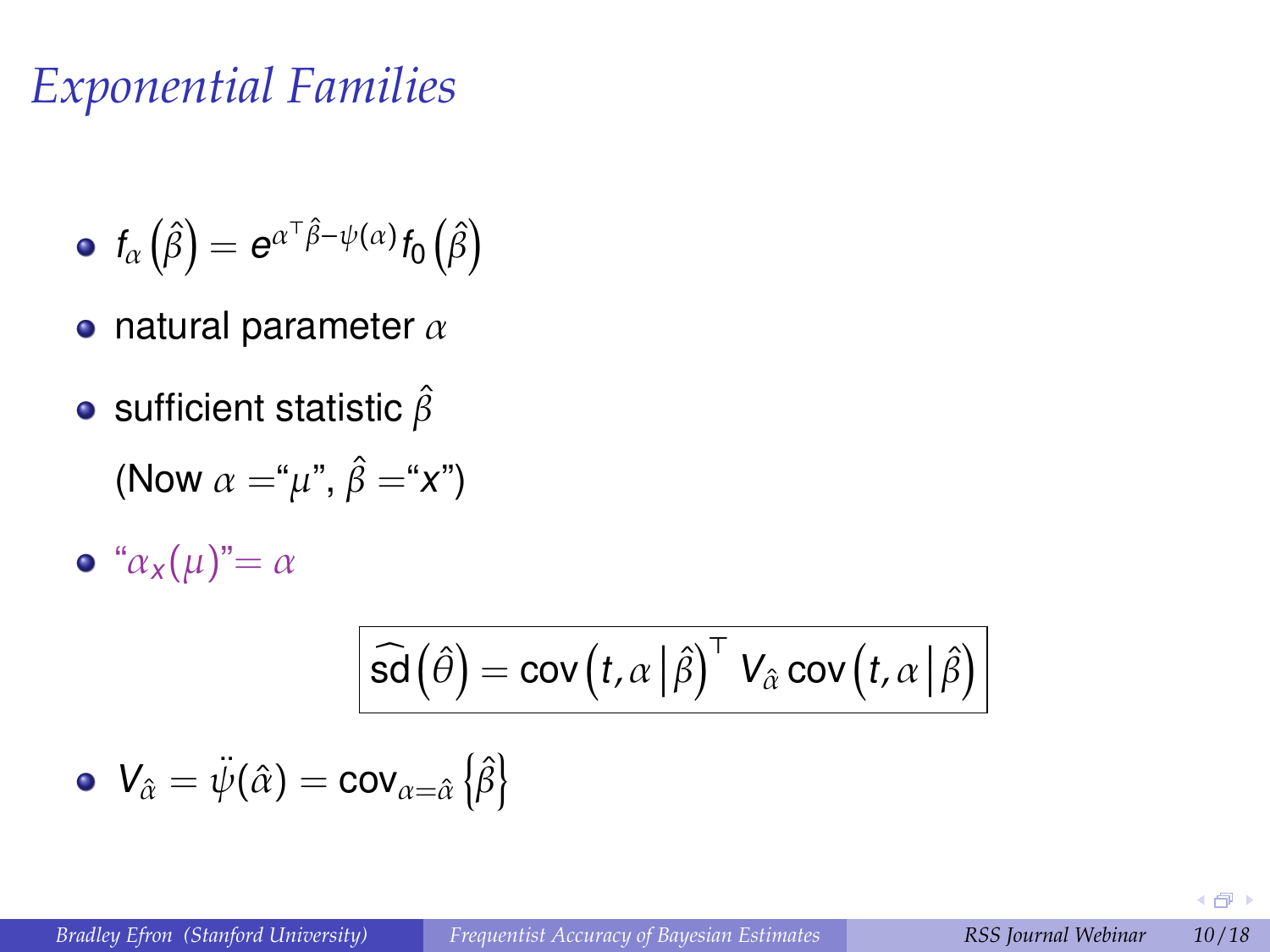# Exponential Families

- $f_\alpha\left(\hat{\beta}\right) = e^{\alpha^\top \hat{\beta} - \psi(\alpha)} f_0\left(\hat{\beta}\right)$
- natural parameter $\alpha$
- sufficient statistic $\hat{\beta}$

  (Now $\alpha =$"$\mu$", $\hat{\beta} =$"$x$")

- "$\alpha_x(\mu)$"$= \alpha$

$$\boxed{\widehat{\text{sd}}\left(\hat{\theta}\right) = \text{cov}\left(t, \alpha \,\middle|\, \hat{\beta}\right)^\top V_{\hat{\alpha}} \, \text{cov}\left(t, \alpha \,\middle|\, \hat{\beta}\right)}$$

- $V_{\hat{\alpha}} = \ddot{\psi}(\hat{\alpha}) = \text{cov}_{\alpha=\hat{\alpha}}\left\{\hat{\beta}\right\}$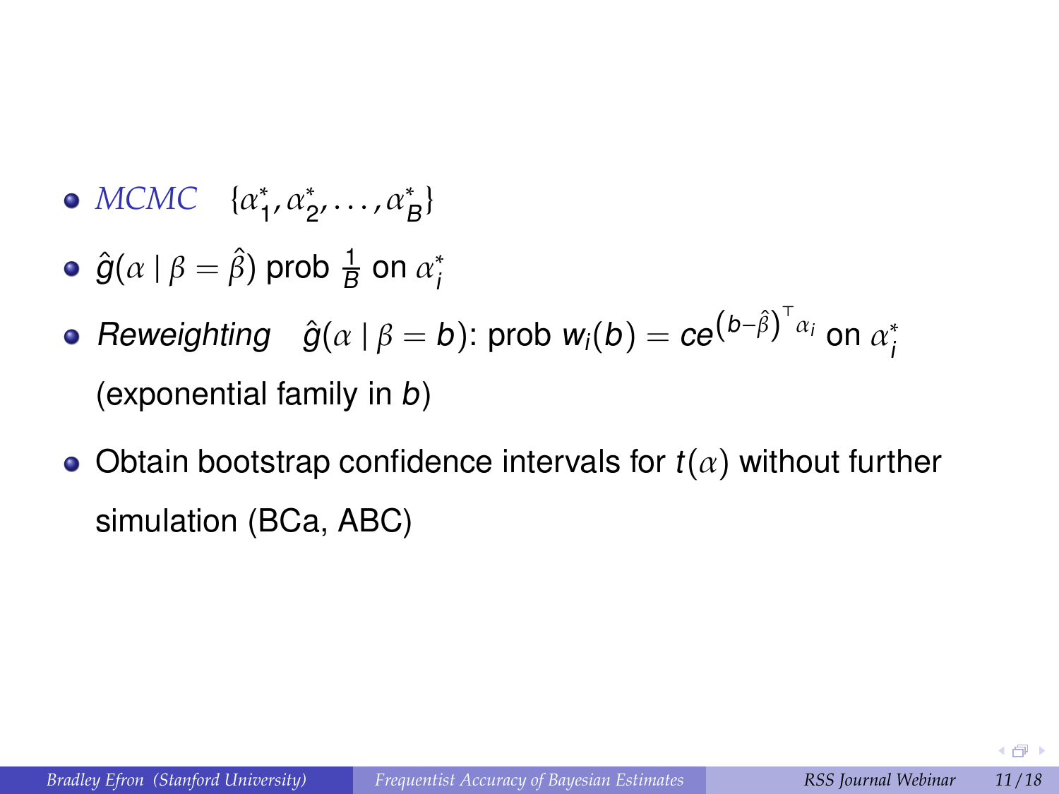- *MCMC* $\{\alpha_1^*, \alpha_2^*, \ldots, \alpha_B^*\}$
- $\hat{g}(\alpha \mid \beta = \hat{\beta})$ prob $\frac{1}{B}$ on $\alpha_i^*$
- *Reweighting* $\hat{g}(\alpha \mid \beta = b)$: prob $w_i(b) = ce^{(b - \hat{\beta})^\top \alpha_i}$ on $\alpha_i^*$ (exponential family in $b$)
- Obtain bootstrap confidence intervals for $t(\alpha)$ without further simulation (BCa, ABC)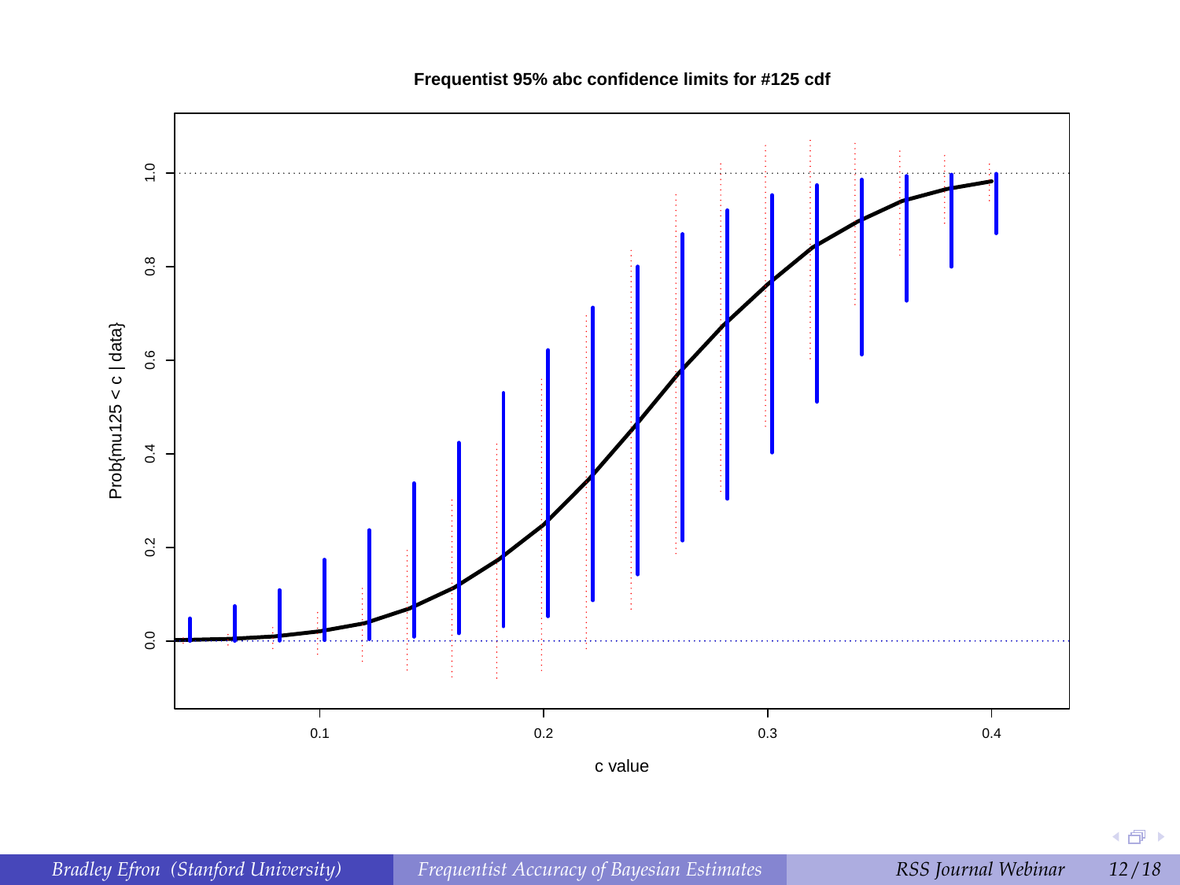**Frequentist 95% abc confidence limits for #125 cdf**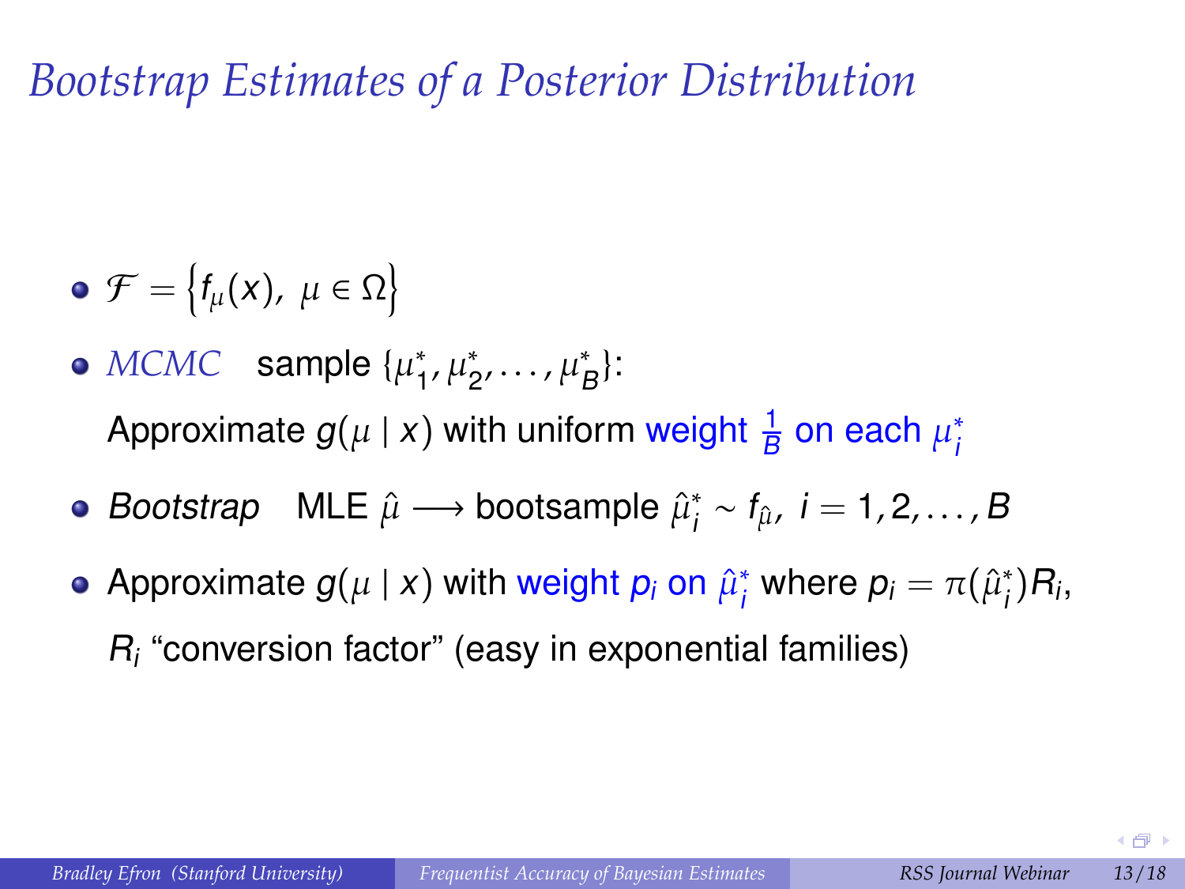# *Bootstrap Estimates of a Posterior Distribution*

- $\mathcal{F} = \left\{ f_\mu(x),\ \mu \in \Omega \right\}$
- *MCMC* sample $\{\mu_1^*, \mu_2^*, \ldots, \mu_B^*\}$:

  Approximate $g(\mu \mid x)$ with uniform weight $\frac{1}{B}$ on each $\mu_i^*$
- *Bootstrap* MLE $\hat{\mu} \longrightarrow$ bootsample $\hat{\mu}_i^* \sim f_{\hat{\mu}},\ i = 1, 2, \ldots, B$
- Approximate $g(\mu \mid x)$ with weight $p_i$ on $\hat{\mu}_i^*$ where $p_i = \pi(\hat{\mu}_i^*) R_i$,

  $R_i$ "conversion factor" (easy in exponential families)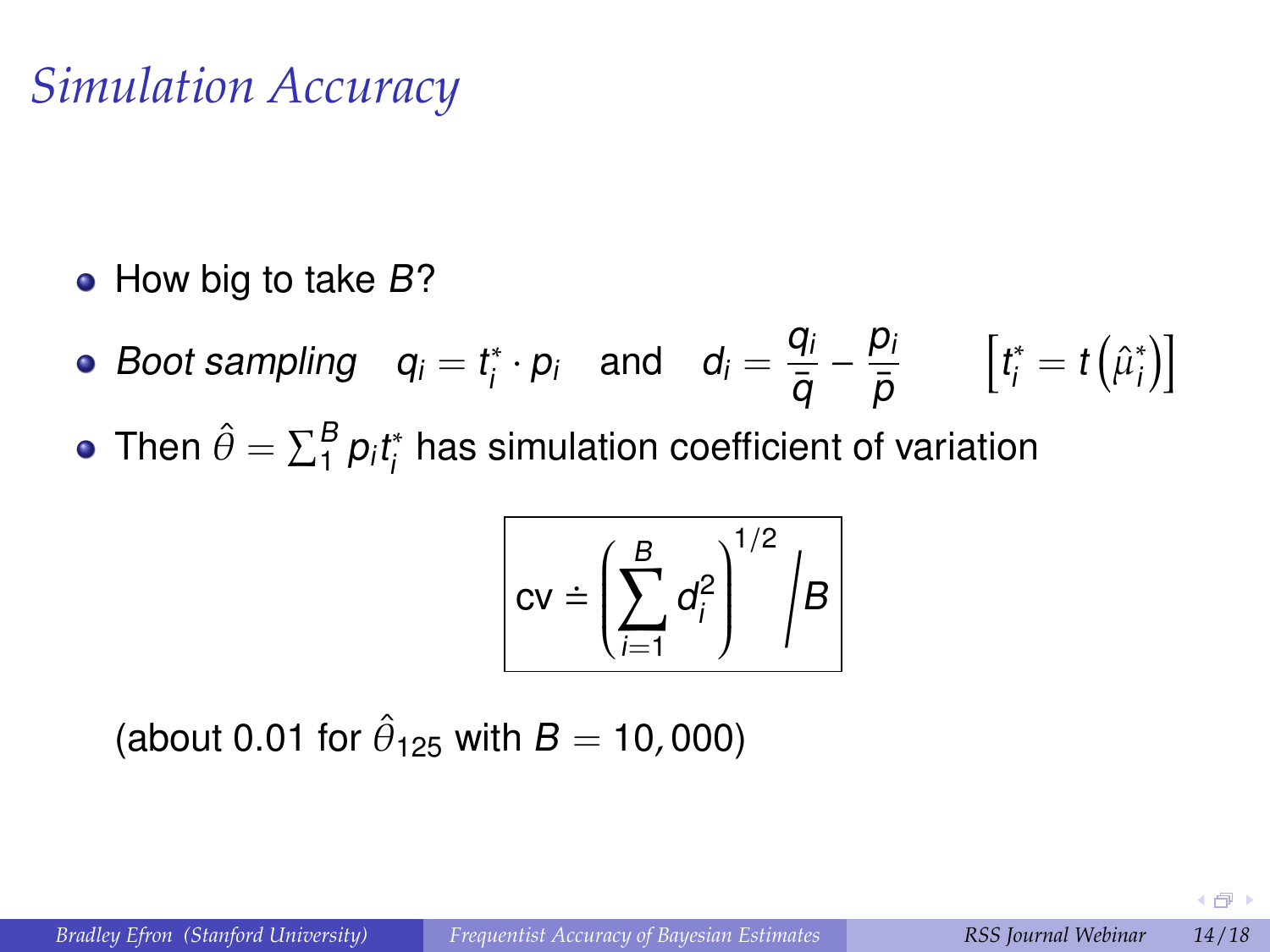# *Simulation Accuracy*

- How big to take $B$?
- *Boot sampling* $\quad q_i = t_i^* \cdot p_i \quad$ and $\quad d_i = \dfrac{q_i}{\bar{q}} - \dfrac{p_i}{\bar{p}} \qquad \left[t_i^* = t\left(\hat{\mu}_i^*\right)\right]$
- Then $\hat{\theta} = \sum_1^B p_i t_i^*$ has simulation coefficient of variation

$$\boxed{\text{cv} \doteq \left( \sum_{i=1}^{B} d_i^2 \right)^{1/2} \Big/ B}$$

(about 0.01 for $\hat{\theta}_{125}$ with $B = 10,000$)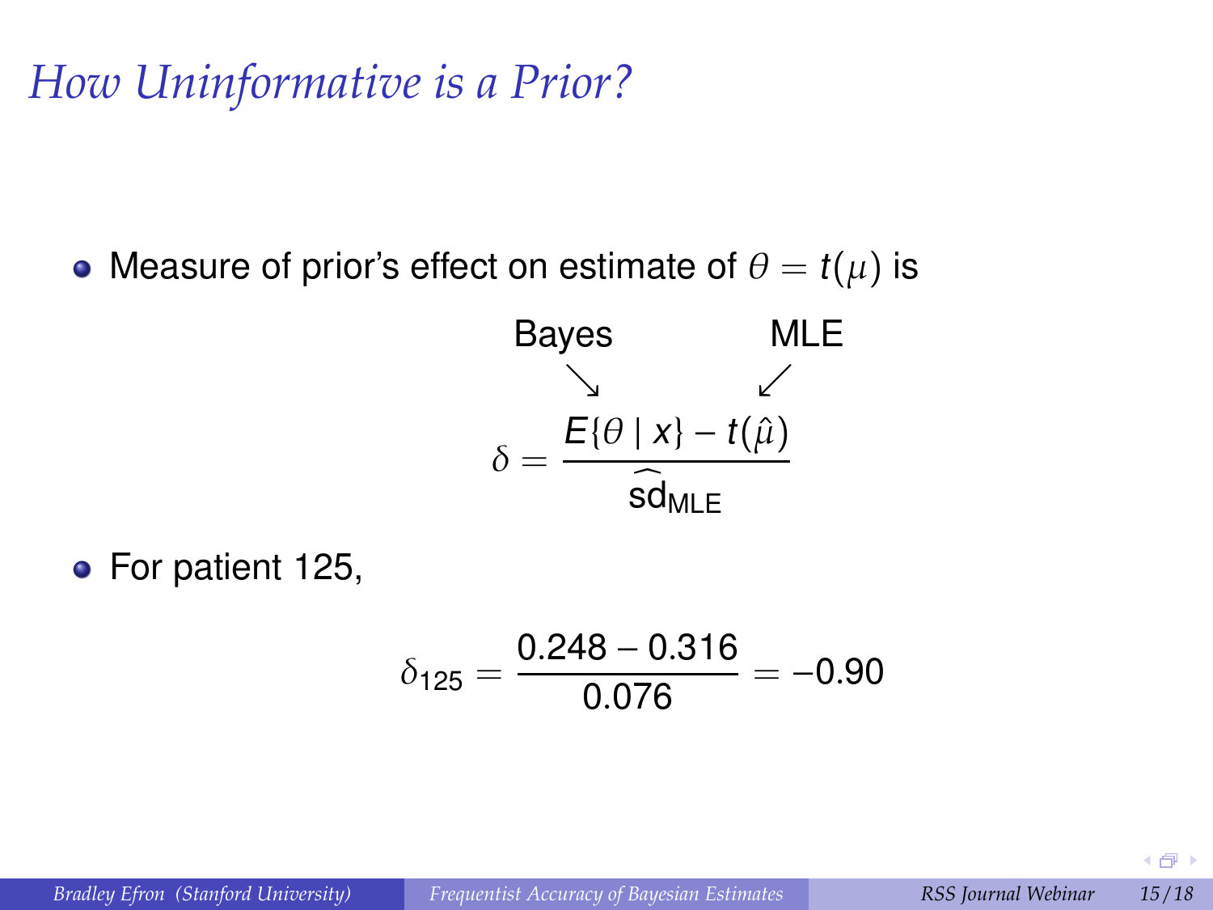# How Uninformative is a Prior?

- Measure of prior's effect on estimate of $\theta = t(\mu)$ is

$$\delta = \frac{\overset{\text{Bayes}}{E\{\theta \mid x\}} - \overset{\text{MLE}}{t(\hat{\mu})}}{\widehat{\text{sd}}_{\text{MLE}}}$$

- For patient 125,

$$\delta_{125} = \frac{0.248 - 0.316}{0.076} = -0.90$$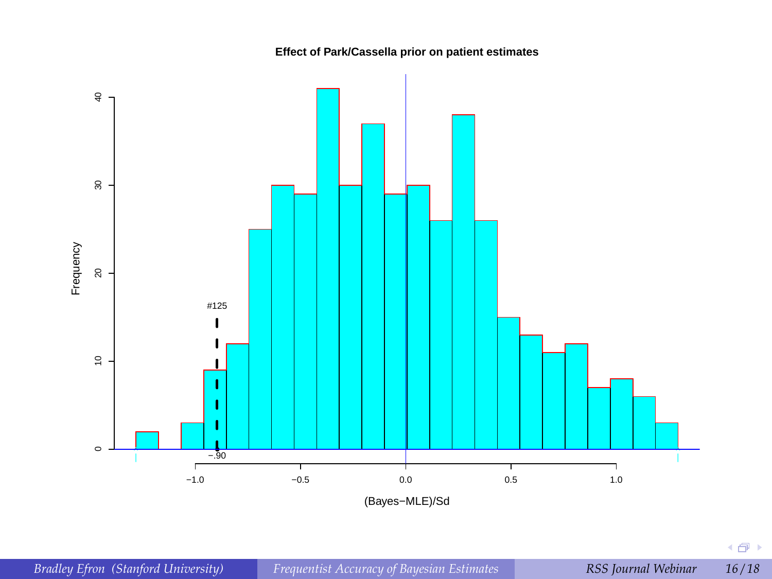# Effect of Park/Cassella prior on patient estimates

#125

−.90

Frequency

(Bayes−MLE)/Sd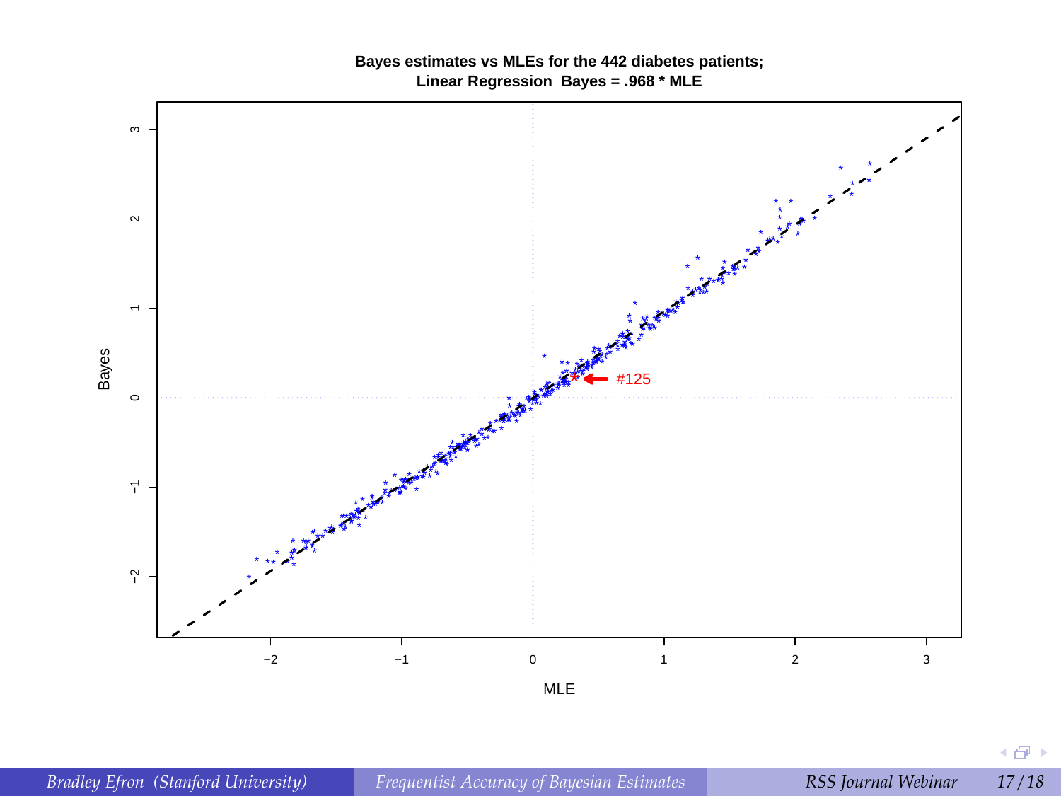**Bayes estimates vs MLEs for the 442 diabetes patients;**
**Linear Regression Bayes = .968 * MLE**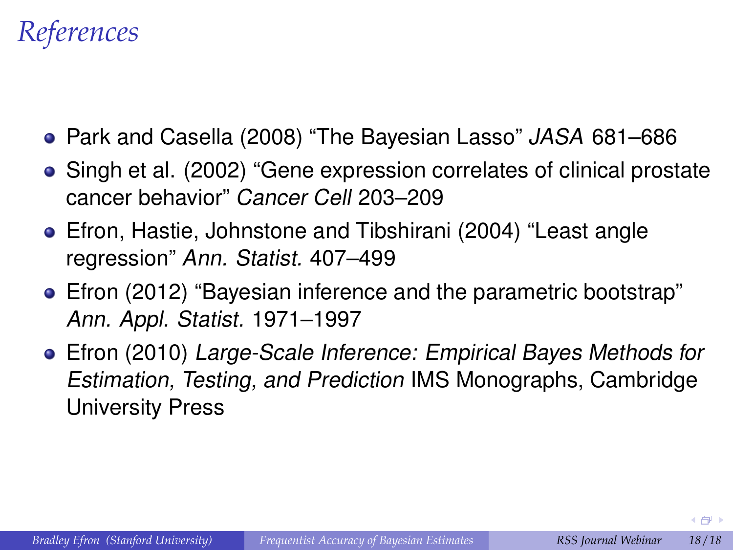# *References*

- Park and Casella (2008) “The Bayesian Lasso” *JASA* 681–686
- Singh et al. (2002) “Gene expression correlates of clinical prostate cancer behavior” *Cancer Cell* 203–209
- Efron, Hastie, Johnstone and Tibshirani (2004) “Least angle regression” *Ann. Statist.* 407–499
- Efron (2012) “Bayesian inference and the parametric bootstrap” *Ann. Appl. Statist.* 1971–1997
- Efron (2010) *Large-Scale Inference: Empirical Bayes Methods for Estimation, Testing, and Prediction* IMS Monographs, Cambridge University Press